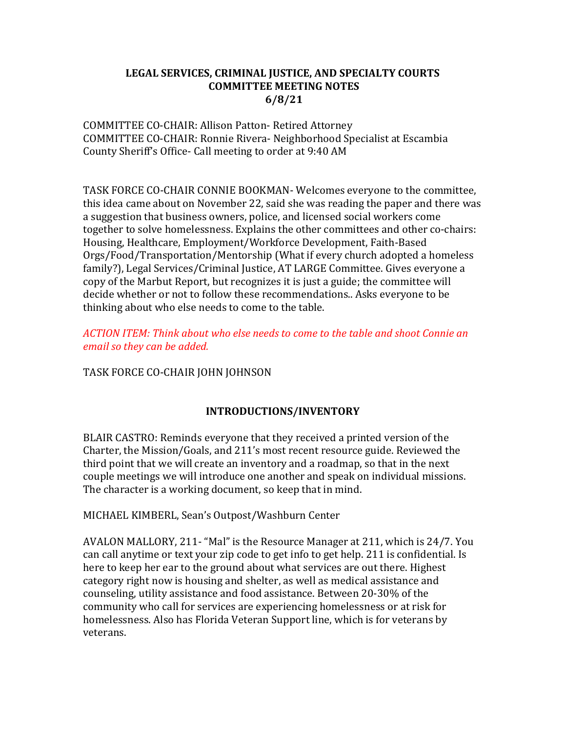# LEGAL SERVICES, CRIMINAL JUSTICE, AND SPECIALTY COURTS COMMITTEE MEETING NOTES 6/8/21

COMMITTEE CO-CHAIR: Allison Patton- Retired Attorney
COMMITTEE CO-CHAIR: Ronnie Rivera- Neighborhood Specialist at Escambia County Sheriff's Office- Call meeting to order at 9:40 AM

TASK FORCE CO-CHAIR CONNIE BOOKMAN- Welcomes everyone to the committee, this idea came about on November 22, said she was reading the paper and there was a suggestion that business owners, police, and licensed social workers come together to solve homelessness. Explains the other committees and other co-chairs: Housing, Healthcare, Employment/Workforce Development, Faith-Based Orgs/Food/Transportation/Mentorship (What if every church adopted a homeless family?), Legal Services/Criminal Justice, AT LARGE Committee. Gives everyone a copy of the Marbut Report, but recognizes it is just a guide; the committee will decide whether or not to follow these recommendations.. Asks everyone to be thinking about who else needs to come to the table.

*ACTION ITEM: Think about who else needs to come to the table and shoot Connie an email so they can be added.*

TASK FORCE CO-CHAIR JOHN JOHNSON

## INTRODUCTIONS/INVENTORY

BLAIR CASTRO: Reminds everyone that they received a printed version of the Charter, the Mission/Goals, and 211's most recent resource guide. Reviewed the third point that we will create an inventory and a roadmap, so that in the next couple meetings we will introduce one another and speak on individual missions. The character is a working document, so keep that in mind.

MICHAEL KIMBERL, Sean's Outpost/Washburn Center

AVALON MALLORY, 211- "Mal" is the Resource Manager at 211, which is 24/7. You can call anytime or text your zip code to get info to get help. 211 is confidential. Is here to keep her ear to the ground about what services are out there. Highest category right now is housing and shelter, as well as medical assistance and counseling, utility assistance and food assistance. Between 20-30% of the community who call for services are experiencing homelessness or at risk for homelessness. Also has Florida Veteran Support line, which is for veterans by veterans.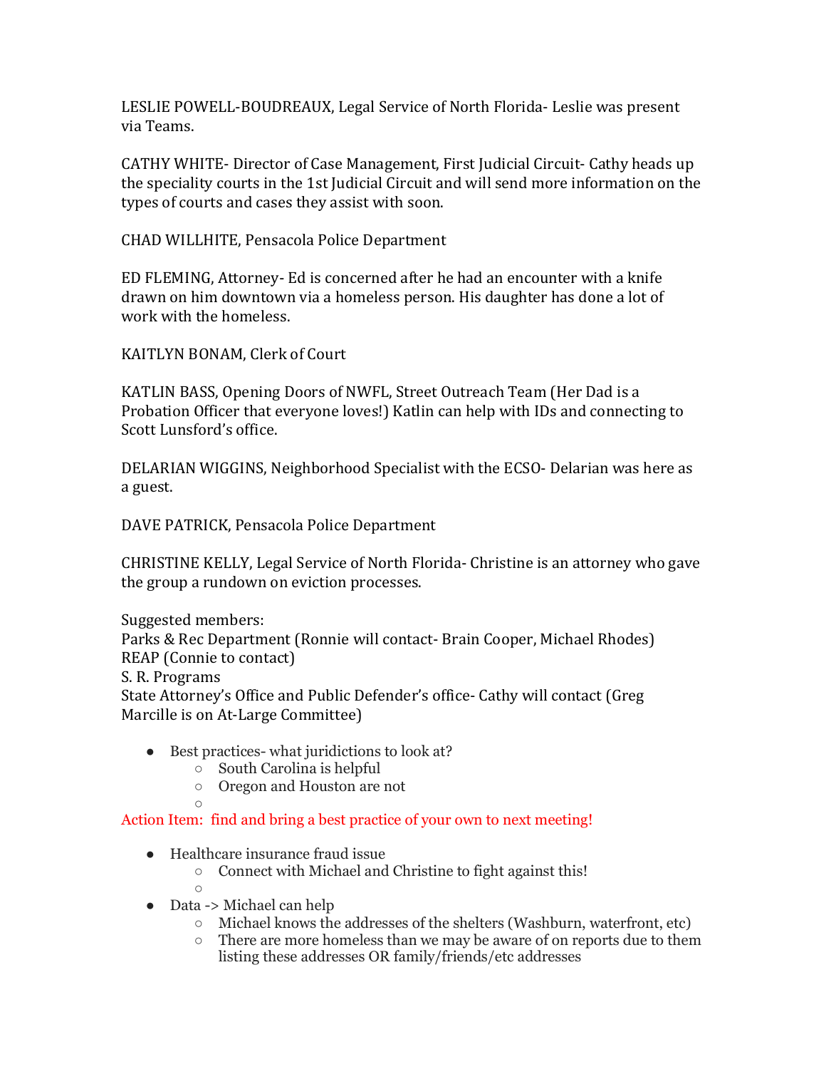LESLIE POWELL-BOUDREAUX, Legal Service of North Florida- Leslie was present via Teams.

CATHY WHITE- Director of Case Management, First Judicial Circuit- Cathy heads up the speciality courts in the 1st Judicial Circuit and will send more information on the types of courts and cases they assist with soon.

CHAD WILLHITE, Pensacola Police Department

ED FLEMING, Attorney- Ed is concerned after he had an encounter with a knife drawn on him downtown via a homeless person. His daughter has done a lot of work with the homeless.

KAITLYN BONAM, Clerk of Court

KATLIN BASS, Opening Doors of NWFL, Street Outreach Team (Her Dad is a Probation Officer that everyone loves!) Katlin can help with IDs and connecting to Scott Lunsford's office.

DELARIAN WIGGINS, Neighborhood Specialist with the ECSO- Delarian was here as a guest.

DAVE PATRICK, Pensacola Police Department

CHRISTINE KELLY, Legal Service of North Florida- Christine is an attorney who gave the group a rundown on eviction processes.

Suggested members:
Parks & Rec Department (Ronnie will contact- Brain Cooper, Michael Rhodes)
REAP (Connie to contact)
S. R. Programs
State Attorney's Office and Public Defender's office- Cathy will contact (Greg Marcille is on At-Large Committee)

- Best practices- what juridictions to look at?
  - South Carolina is helpful
  - Oregon and Houston are not
  -

Action Item: find and bring a best practice of your own to next meeting!

- Healthcare insurance fraud issue
  - Connect with Michael and Christine to fight against this!
  -
- Data -> Michael can help
  - Michael knows the addresses of the shelters (Washburn, waterfront, etc)
  - There are more homeless than we may be aware of on reports due to them listing these addresses OR family/friends/etc addresses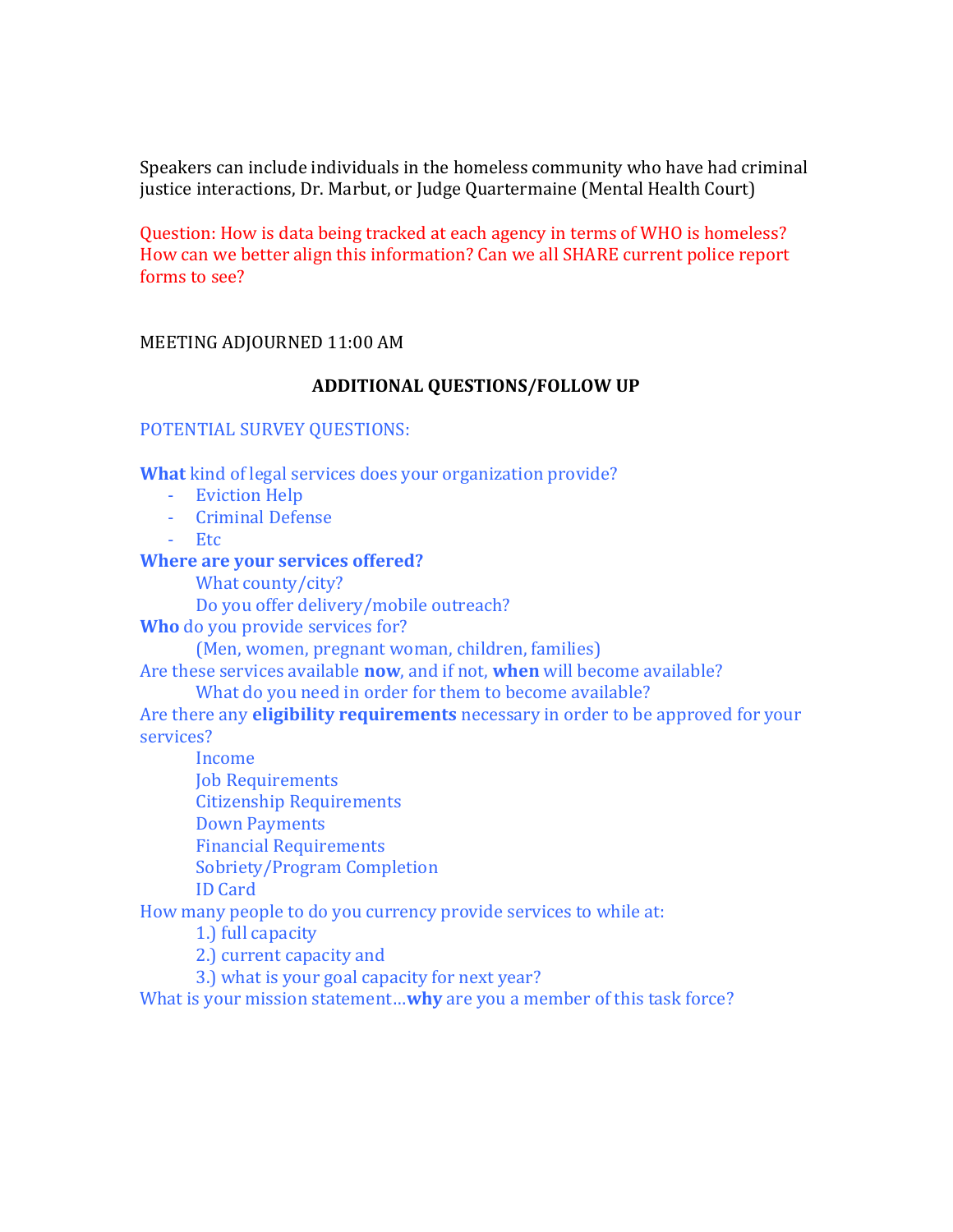Speakers can include individuals in the homeless community who have had criminal justice interactions, Dr. Marbut, or Judge Quartermaine (Mental Health Court)

Question: How is data being tracked at each agency in terms of WHO is homeless? How can we better align this information? Can we all SHARE current police report forms to see?

MEETING ADJOURNED 11:00 AM

## ADDITIONAL QUESTIONS/FOLLOW UP

POTENTIAL SURVEY QUESTIONS:

**What** kind of legal services does your organization provide?

- Eviction Help
- Criminal Defense
- Etc

**Where are your services offered?**

What county/city?

Do you offer delivery/mobile outreach?

**Who** do you provide services for?

(Men, women, pregnant woman, children, families)

Are these services available **now**, and if not, **when** will become available?

What do you need in order for them to become available?

Are there any **eligibility requirements** necessary in order to be approved for your services?

Income

Job Requirements

Citizenship Requirements

Down Payments

Financial Requirements

Sobriety/Program Completion

ID Card

How many people to do you currency provide services to while at:

1.) full capacity

2.) current capacity and

3.) what is your goal capacity for next year?

What is your mission statement…**why** are you a member of this task force?